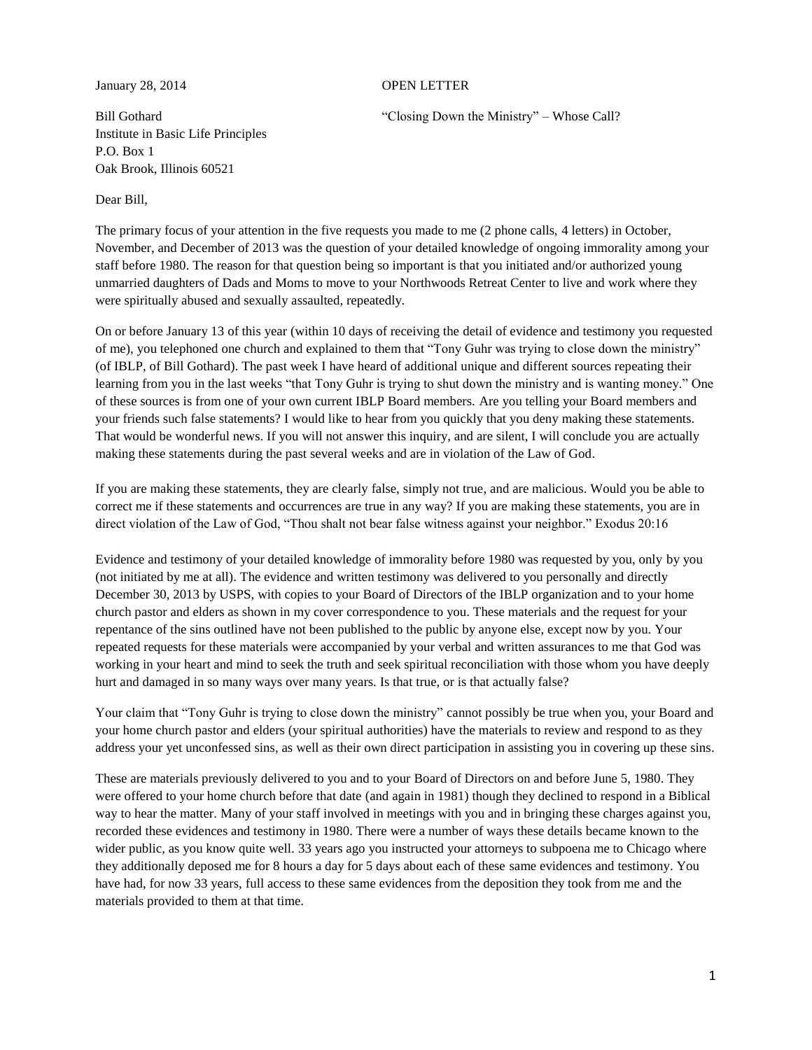January 28, 2014

OPEN LETTER

"Closing Down the Ministry" – Whose Call?

Bill Gothard
Institute in Basic Life Principles
P.O. Box 1
Oak Brook, Illinois 60521

Dear Bill,

The primary focus of your attention in the five requests you made to me (2 phone calls, 4 letters) in October, November, and December of 2013 was the question of your detailed knowledge of ongoing immorality among your staff before 1980. The reason for that question being so important is that you initiated and/or authorized young unmarried daughters of Dads and Moms to move to your Northwoods Retreat Center to live and work where they were spiritually abused and sexually assaulted, repeatedly.

On or before January 13 of this year (within 10 days of receiving the detail of evidence and testimony you requested of me), you telephoned one church and explained to them that "Tony Guhr was trying to close down the ministry" (of IBLP, of Bill Gothard). The past week I have heard of additional unique and different sources repeating their learning from you in the last weeks "that Tony Guhr is trying to shut down the ministry and is wanting money." One of these sources is from one of your own current IBLP Board members. Are you telling your Board members and your friends such false statements? I would like to hear from you quickly that you deny making these statements. That would be wonderful news. If you will not answer this inquiry, and are silent, I will conclude you are actually making these statements during the past several weeks and are in violation of the Law of God.

If you are making these statements, they are clearly false, simply not true, and are malicious. Would you be able to correct me if these statements and occurrences are true in any way? If you are making these statements, you are in direct violation of the Law of God, "Thou shalt not bear false witness against your neighbor." Exodus 20:16

Evidence and testimony of your detailed knowledge of immorality before 1980 was requested by you, only by you (not initiated by me at all). The evidence and written testimony was delivered to you personally and directly December 30, 2013 by USPS, with copies to your Board of Directors of the IBLP organization and to your home church pastor and elders as shown in my cover correspondence to you. These materials and the request for your repentance of the sins outlined have not been published to the public by anyone else, except now by you. Your repeated requests for these materials were accompanied by your verbal and written assurances to me that God was working in your heart and mind to seek the truth and seek spiritual reconciliation with those whom you have deeply hurt and damaged in so many ways over many years. Is that true, or is that actually false?

Your claim that "Tony Guhr is trying to close down the ministry" cannot possibly be true when you, your Board and your home church pastor and elders (your spiritual authorities) have the materials to review and respond to as they address your yet unconfessed sins, as well as their own direct participation in assisting you in covering up these sins.

These are materials previously delivered to you and to your Board of Directors on and before June 5, 1980. They were offered to your home church before that date (and again in 1981) though they declined to respond in a Biblical way to hear the matter. Many of your staff involved in meetings with you and in bringing these charges against you, recorded these evidences and testimony in 1980. There were a number of ways these details became known to the wider public, as you know quite well. 33 years ago you instructed your attorneys to subpoena me to Chicago where they additionally deposed me for 8 hours a day for 5 days about each of these same evidences and testimony. You have had, for now 33 years, full access to these same evidences from the deposition they took from me and the materials provided to them at that time.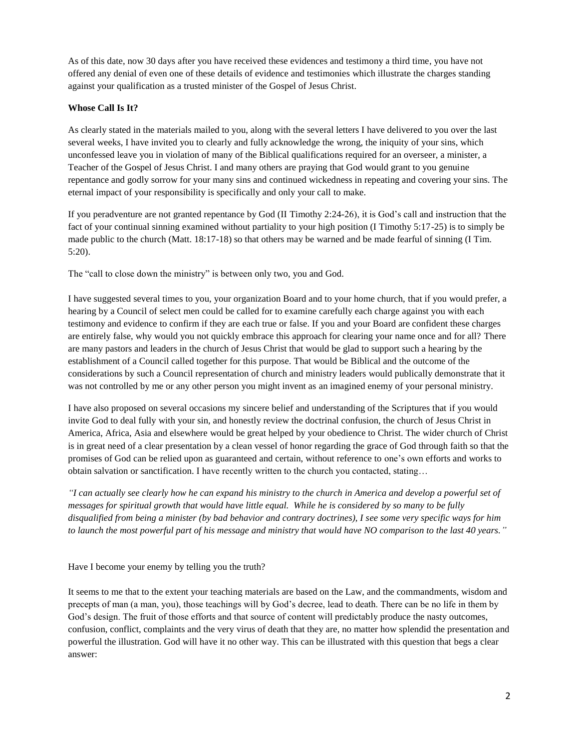As of this date, now 30 days after you have received these evidences and testimony a third time, you have not offered any denial of even one of these details of evidence and testimonies which illustrate the charges standing against your qualification as a trusted minister of the Gospel of Jesus Christ.

**Whose Call Is It?**

As clearly stated in the materials mailed to you, along with the several letters I have delivered to you over the last several weeks, I have invited you to clearly and fully acknowledge the wrong, the iniquity of your sins, which unconfessed leave you in violation of many of the Biblical qualifications required for an overseer, a minister, a Teacher of the Gospel of Jesus Christ. I and many others are praying that God would grant to you genuine repentance and godly sorrow for your many sins and continued wickedness in repeating and covering your sins. The eternal impact of your responsibility is specifically and only your call to make.

If you peradventure are not granted repentance by God (II Timothy 2:24-26), it is God's call and instruction that the fact of your continual sinning examined without partiality to your high position (I Timothy 5:17-25) is to simply be made public to the church (Matt. 18:17-18) so that others may be warned and be made fearful of sinning (I Tim. 5:20).

The "call to close down the ministry" is between only two, you and God.

I have suggested several times to you, your organization Board and to your home church, that if you would prefer, a hearing by a Council of select men could be called for to examine carefully each charge against you with each testimony and evidence to confirm if they are each true or false. If you and your Board are confident these charges are entirely false, why would you not quickly embrace this approach for clearing your name once and for all? There are many pastors and leaders in the church of Jesus Christ that would be glad to support such a hearing by the establishment of a Council called together for this purpose. That would be Biblical and the outcome of the considerations by such a Council representation of church and ministry leaders would publically demonstrate that it was not controlled by me or any other person you might invent as an imagined enemy of your personal ministry.

I have also proposed on several occasions my sincere belief and understanding of the Scriptures that if you would invite God to deal fully with your sin, and honestly review the doctrinal confusion, the church of Jesus Christ in America, Africa, Asia and elsewhere would be great helped by your obedience to Christ. The wider church of Christ is in great need of a clear presentation by a clean vessel of honor regarding the grace of God through faith so that the promises of God can be relied upon as guaranteed and certain, without reference to one's own efforts and works to obtain salvation or sanctification. I have recently written to the church you contacted, stating…

*"I can actually see clearly how he can expand his ministry to the church in America and develop a powerful set of messages for spiritual growth that would have little equal. While he is considered by so many to be fully disqualified from being a minister (by bad behavior and contrary doctrines), I see some very specific ways for him to launch the most powerful part of his message and ministry that would have NO comparison to the last 40 years."*

Have I become your enemy by telling you the truth?

It seems to me that to the extent your teaching materials are based on the Law, and the commandments, wisdom and precepts of man (a man, you), those teachings will by God's decree, lead to death. There can be no life in them by God's design. The fruit of those efforts and that source of content will predictably produce the nasty outcomes, confusion, conflict, complaints and the very virus of death that they are, no matter how splendid the presentation and powerful the illustration. God will have it no other way. This can be illustrated with this question that begs a clear answer: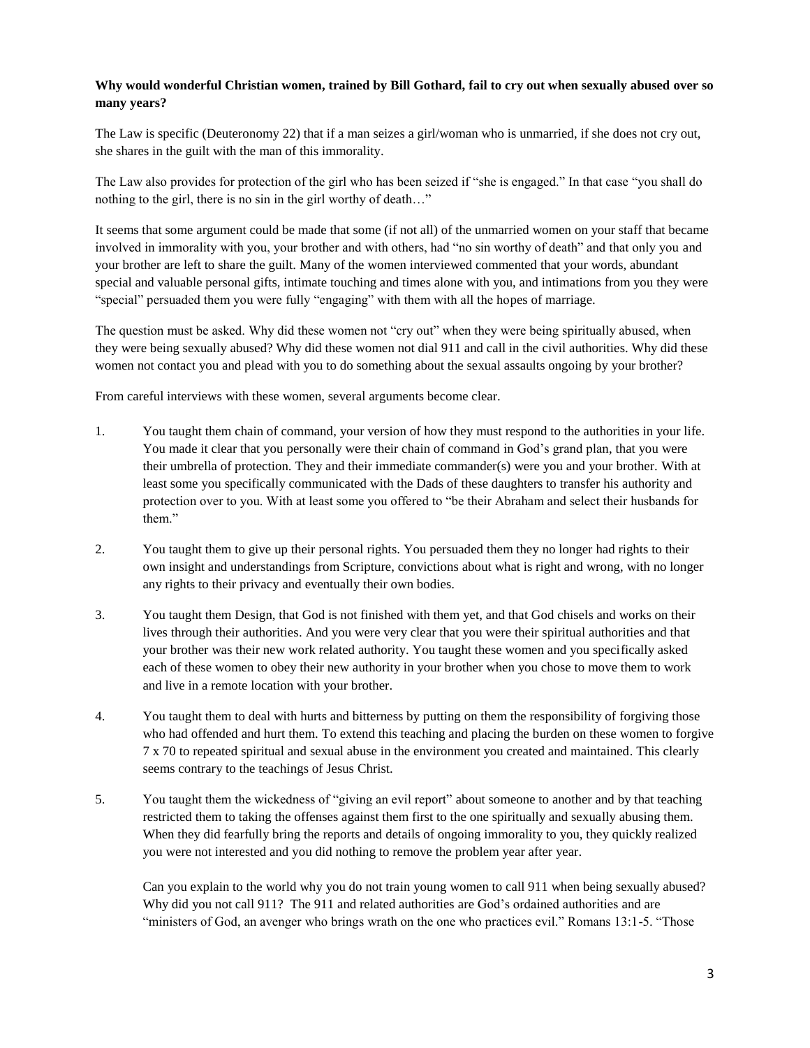**Why would wonderful Christian women, trained by Bill Gothard, fail to cry out when sexually abused over so many years?**

The Law is specific (Deuteronomy 22) that if a man seizes a girl/woman who is unmarried, if she does not cry out, she shares in the guilt with the man of this immorality.

The Law also provides for protection of the girl who has been seized if "she is engaged." In that case "you shall do nothing to the girl, there is no sin in the girl worthy of death…"

It seems that some argument could be made that some (if not all) of the unmarried women on your staff that became involved in immorality with you, your brother and with others, had "no sin worthy of death" and that only you and your brother are left to share the guilt. Many of the women interviewed commented that your words, abundant special and valuable personal gifts, intimate touching and times alone with you, and intimations from you they were "special" persuaded them you were fully "engaging" with them with all the hopes of marriage.

The question must be asked. Why did these women not "cry out" when they were being spiritually abused, when they were being sexually abused? Why did these women not dial 911 and call in the civil authorities. Why did these women not contact you and plead with you to do something about the sexual assaults ongoing by your brother?

From careful interviews with these women, several arguments become clear.

1. You taught them chain of command, your version of how they must respond to the authorities in your life. You made it clear that you personally were their chain of command in God's grand plan, that you were their umbrella of protection. They and their immediate commander(s) were you and your brother. With at least some you specifically communicated with the Dads of these daughters to transfer his authority and protection over to you. With at least some you offered to "be their Abraham and select their husbands for them."

2. You taught them to give up their personal rights. You persuaded them they no longer had rights to their own insight and understandings from Scripture, convictions about what is right and wrong, with no longer any rights to their privacy and eventually their own bodies.

3. You taught them Design, that God is not finished with them yet, and that God chisels and works on their lives through their authorities. And you were very clear that you were their spiritual authorities and that your brother was their new work related authority. You taught these women and you specifically asked each of these women to obey their new authority in your brother when you chose to move them to work and live in a remote location with your brother.

4. You taught them to deal with hurts and bitterness by putting on them the responsibility of forgiving those who had offended and hurt them. To extend this teaching and placing the burden on these women to forgive 7 x 70 to repeated spiritual and sexual abuse in the environment you created and maintained. This clearly seems contrary to the teachings of Jesus Christ.

5. You taught them the wickedness of "giving an evil report" about someone to another and by that teaching restricted them to taking the offenses against them first to the one spiritually and sexually abusing them. When they did fearfully bring the reports and details of ongoing immorality to you, they quickly realized you were not interested and you did nothing to remove the problem year after year.

   Can you explain to the world why you do not train young women to call 911 when being sexually abused? Why did you not call 911? The 911 and related authorities are God's ordained authorities and are "ministers of God, an avenger who brings wrath on the one who practices evil." Romans 13:1-5. "Those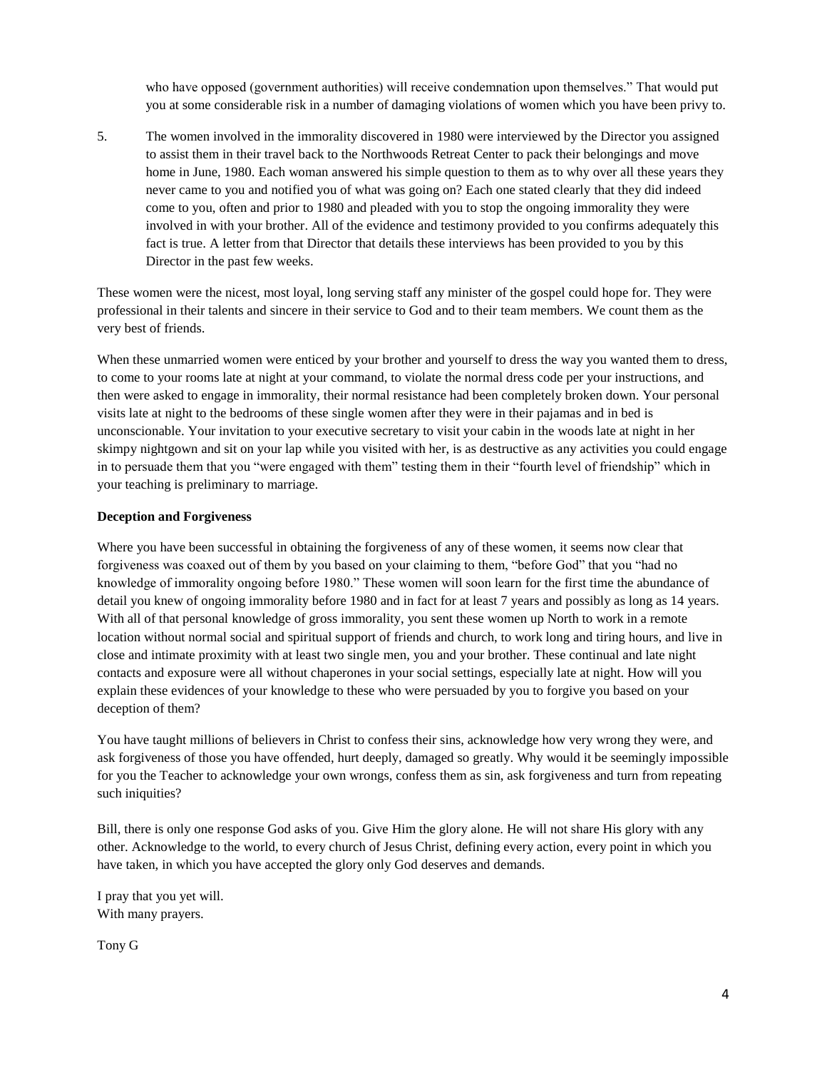who have opposed (government authorities) will receive condemnation upon themselves." That would put you at some considerable risk in a number of damaging violations of women which you have been privy to.

5. The women involved in the immorality discovered in 1980 were interviewed by the Director you assigned to assist them in their travel back to the Northwoods Retreat Center to pack their belongings and move home in June, 1980. Each woman answered his simple question to them as to why over all these years they never came to you and notified you of what was going on? Each one stated clearly that they did indeed come to you, often and prior to 1980 and pleaded with you to stop the ongoing immorality they were involved in with your brother. All of the evidence and testimony provided to you confirms adequately this fact is true. A letter from that Director that details these interviews has been provided to you by this Director in the past few weeks.

These women were the nicest, most loyal, long serving staff any minister of the gospel could hope for. They were professional in their talents and sincere in their service to God and to their team members. We count them as the very best of friends.

When these unmarried women were enticed by your brother and yourself to dress the way you wanted them to dress, to come to your rooms late at night at your command, to violate the normal dress code per your instructions, and then were asked to engage in immorality, their normal resistance had been completely broken down. Your personal visits late at night to the bedrooms of these single women after they were in their pajamas and in bed is unconscionable. Your invitation to your executive secretary to visit your cabin in the woods late at night in her skimpy nightgown and sit on your lap while you visited with her, is as destructive as any activities you could engage in to persuade them that you "were engaged with them" testing them in their "fourth level of friendship" which in your teaching is preliminary to marriage.

**Deception and Forgiveness**

Where you have been successful in obtaining the forgiveness of any of these women, it seems now clear that forgiveness was coaxed out of them by you based on your claiming to them, "before God" that you "had no knowledge of immorality ongoing before 1980." These women will soon learn for the first time the abundance of detail you knew of ongoing immorality before 1980 and in fact for at least 7 years and possibly as long as 14 years. With all of that personal knowledge of gross immorality, you sent these women up North to work in a remote location without normal social and spiritual support of friends and church, to work long and tiring hours, and live in close and intimate proximity with at least two single men, you and your brother. These continual and late night contacts and exposure were all without chaperones in your social settings, especially late at night. How will you explain these evidences of your knowledge to these who were persuaded by you to forgive you based on your deception of them?

You have taught millions of believers in Christ to confess their sins, acknowledge how very wrong they were, and ask forgiveness of those you have offended, hurt deeply, damaged so greatly. Why would it be seemingly impossible for you the Teacher to acknowledge your own wrongs, confess them as sin, ask forgiveness and turn from repeating such iniquities?

Bill, there is only one response God asks of you. Give Him the glory alone. He will not share His glory with any other. Acknowledge to the world, to every church of Jesus Christ, defining every action, every point in which you have taken, in which you have accepted the glory only God deserves and demands.

I pray that you yet will.
With many prayers.

Tony G